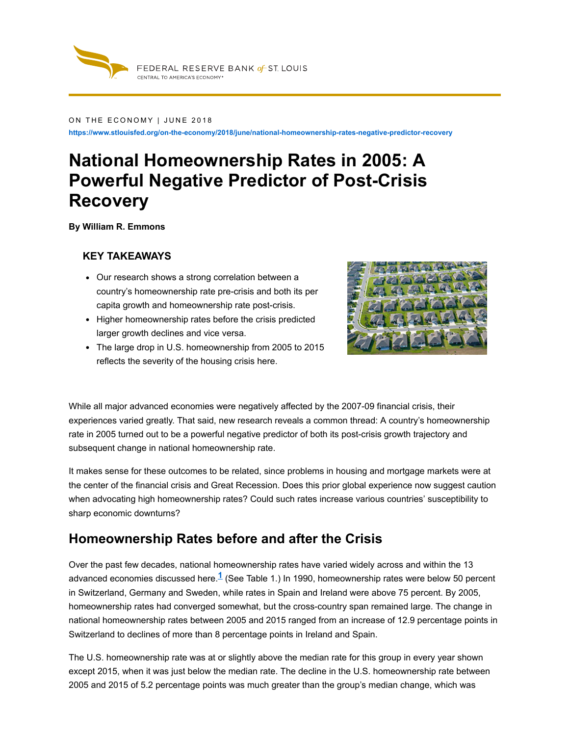FEDERAL RESERVE BANK of ST. LOUIS
CENTRAL TO AMERICA'S ECONOMY®

ON THE ECONOMY | JUNE 2018

https://www.stlouisfed.org/on-the-economy/2018/june/national-homeownership-rates-negative-predictor-recovery

# National Homeownership Rates in 2005: A Powerful Negative Predictor of Post-Crisis Recovery

**By William R. Emmons**

### KEY TAKEAWAYS

- Our research shows a strong correlation between a country's homeownership rate pre-crisis and both its per capita growth and homeownership rate post-crisis.
- Higher homeownership rates before the crisis predicted larger growth declines and vice versa.
- The large drop in U.S. homeownership from 2005 to 2015 reflects the severity of the housing crisis here.

While all major advanced economies were negatively affected by the 2007-09 financial crisis, their experiences varied greatly. That said, new research reveals a common thread: A country's homeownership rate in 2005 turned out to be a powerful negative predictor of both its post-crisis growth trajectory and subsequent change in national homeownership rate.

It makes sense for these outcomes to be related, since problems in housing and mortgage markets were at the center of the financial crisis and Great Recession. Does this prior global experience now suggest caution when advocating high homeownership rates? Could such rates increase various countries' susceptibility to sharp economic downturns?

## Homeownership Rates before and after the Crisis

Over the past few decades, national homeownership rates have varied widely across and within the 13 advanced economies discussed here.[1] (See Table 1.) In 1990, homeownership rates were below 50 percent in Switzerland, Germany and Sweden, while rates in Spain and Ireland were above 75 percent. By 2005, homeownership rates had converged somewhat, but the cross-country span remained large. The change in national homeownership rates between 2005 and 2015 ranged from an increase of 12.9 percentage points in Switzerland to declines of more than 8 percentage points in Ireland and Spain.

The U.S. homeownership rate was at or slightly above the median rate for this group in every year shown except 2015, when it was just below the median rate. The decline in the U.S. homeownership rate between 2005 and 2015 of 5.2 percentage points was much greater than the group's median change, which was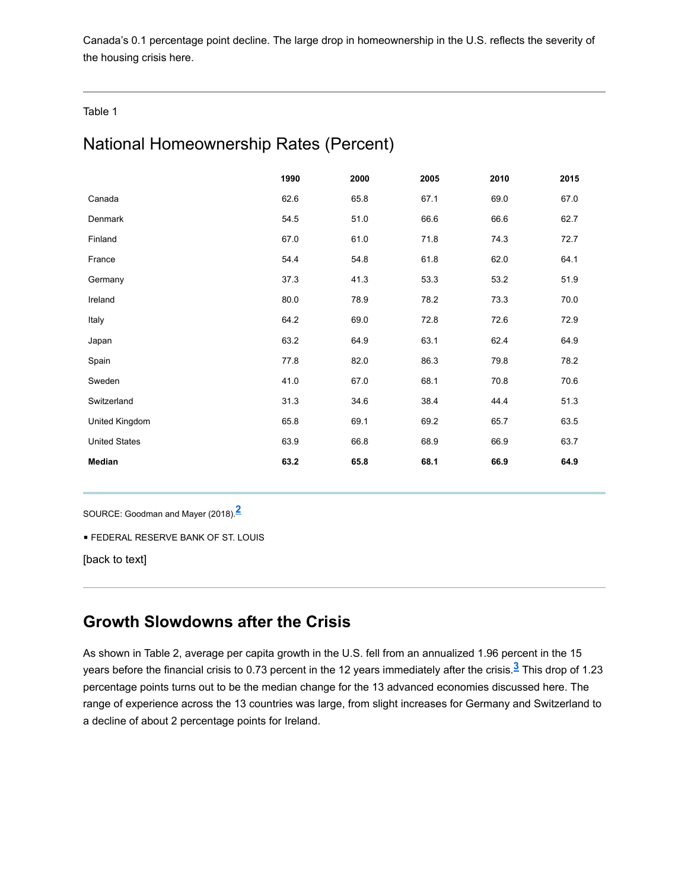Canada's 0.1 percentage point decline. The large drop in homeownership in the U.S. reflects the severity of the housing crisis here.

Table 1

## National Homeownership Rates (Percent)

| | 1990 | 2000 | 2005 | 2010 | 2015 |
|---|---|---|---|---|---|
| Canada | 62.6 | 65.8 | 67.1 | 69.0 | 67.0 |
| Denmark | 54.5 | 51.0 | 66.6 | 66.6 | 62.7 |
| Finland | 67.0 | 61.0 | 71.8 | 74.3 | 72.7 |
| France | 54.4 | 54.8 | 61.8 | 62.0 | 64.1 |
| Germany | 37.3 | 41.3 | 53.3 | 53.2 | 51.9 |
| Ireland | 80.0 | 78.9 | 78.2 | 73.3 | 70.0 |
| Italy | 64.2 | 69.0 | 72.8 | 72.6 | 72.9 |
| Japan | 63.2 | 64.9 | 63.1 | 62.4 | 64.9 |
| Spain | 77.8 | 82.0 | 86.3 | 79.8 | 78.2 |
| Sweden | 41.0 | 67.0 | 68.1 | 70.8 | 70.6 |
| Switzerland | 31.3 | 34.6 | 38.4 | 44.4 | 51.3 |
| United Kingdom | 65.8 | 69.1 | 69.2 | 65.7 | 63.5 |
| United States | 63.9 | 66.8 | 68.9 | 66.9 | 63.7 |
| **Median** | **63.2** | **65.8** | **68.1** | **66.9** | **64.9** |

SOURCE: Goodman and Mayer (2018).[2]

▪ FEDERAL RESERVE BANK OF ST. LOUIS

[back to text]

## Growth Slowdowns after the Crisis

As shown in Table 2, average per capita growth in the U.S. fell from an annualized 1.96 percent in the 15 years before the financial crisis to 0.73 percent in the 12 years immediately after the crisis.[3] This drop of 1.23 percentage points turns out to be the median change for the 13 advanced economies discussed here. The range of experience across the 13 countries was large, from slight increases for Germany and Switzerland to a decline of about 2 percentage points for Ireland.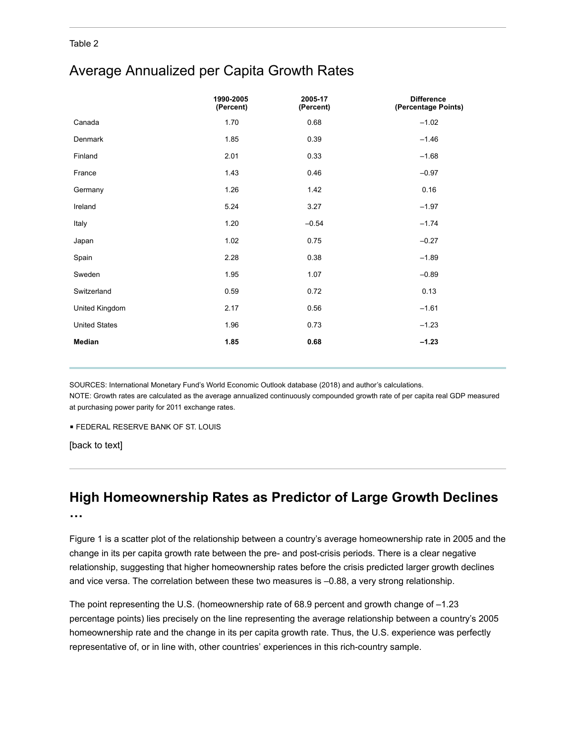Table 2

## Average Annualized per Capita Growth Rates

| | 1990-2005 (Percent) | 2005-17 (Percent) | Difference (Percentage Points) |
|---|---|---|---|
| Canada | 1.70 | 0.68 | –1.02 |
| Denmark | 1.85 | 0.39 | –1.46 |
| Finland | 2.01 | 0.33 | –1.68 |
| France | 1.43 | 0.46 | –0.97 |
| Germany | 1.26 | 1.42 | 0.16 |
| Ireland | 5.24 | 3.27 | –1.97 |
| Italy | 1.20 | –0.54 | –1.74 |
| Japan | 1.02 | 0.75 | –0.27 |
| Spain | 2.28 | 0.38 | –1.89 |
| Sweden | 1.95 | 1.07 | –0.89 |
| Switzerland | 0.59 | 0.72 | 0.13 |
| United Kingdom | 2.17 | 0.56 | –1.61 |
| United States | 1.96 | 0.73 | –1.23 |
| **Median** | **1.85** | **0.68** | **–1.23** |

SOURCES: International Monetary Fund's World Economic Outlook database (2018) and author's calculations.
NOTE: Growth rates are calculated as the average annualized continuously compounded growth rate of per capita real GDP measured at purchasing power parity for 2011 exchange rates.

▪ FEDERAL RESERVE BANK OF ST. LOUIS

[back to text]

## High Homeownership Rates as Predictor of Large Growth Declines …

Figure 1 is a scatter plot of the relationship between a country's average homeownership rate in 2005 and the change in its per capita growth rate between the pre- and post-crisis periods. There is a clear negative relationship, suggesting that higher homeownership rates before the crisis predicted larger growth declines and vice versa. The correlation between these two measures is –0.88, a very strong relationship.

The point representing the U.S. (homeownership rate of 68.9 percent and growth change of –1.23 percentage points) lies precisely on the line representing the average relationship between a country's 2005 homeownership rate and the change in its per capita growth rate. Thus, the U.S. experience was perfectly representative of, or in line with, other countries' experiences in this rich-country sample.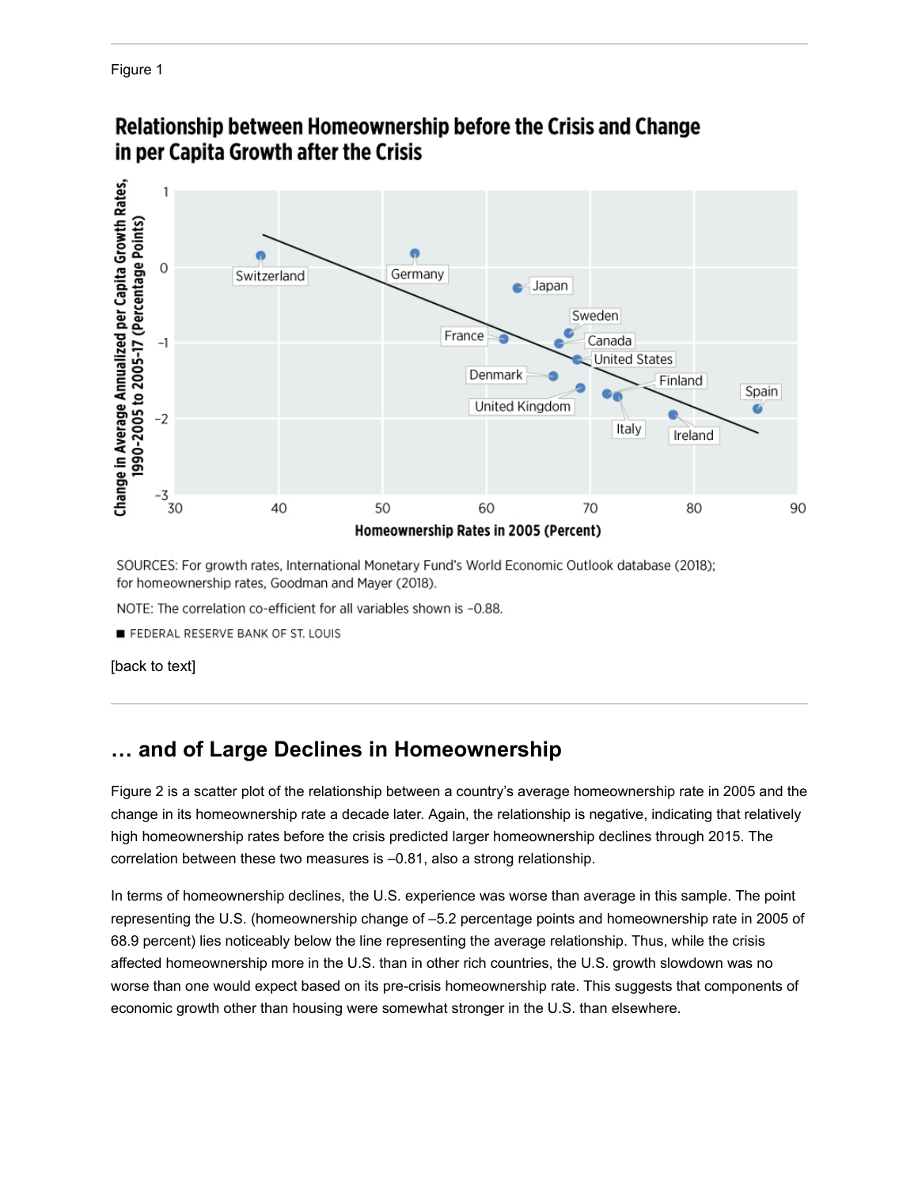Figure 1

**Relationship between Homeownership before the Crisis and Change in per Capita Growth after the Crisis**

SOURCES: For growth rates, International Monetary Fund's World Economic Outlook database (2018); for homeownership rates, Goodman and Mayer (2018).

NOTE: The correlation co-efficient for all variables shown is –0.88.

■ FEDERAL RESERVE BANK OF ST. LOUIS

[back to text]

## … and of Large Declines in Homeownership

Figure 2 is a scatter plot of the relationship between a country's average homeownership rate in 2005 and the change in its homeownership rate a decade later. Again, the relationship is negative, indicating that relatively high homeownership rates before the crisis predicted larger homeownership declines through 2015. The correlation between these two measures is –0.81, also a strong relationship.

In terms of homeownership declines, the U.S. experience was worse than average in this sample. The point representing the U.S. (homeownership change of –5.2 percentage points and homeownership rate in 2005 of 68.9 percent) lies noticeably below the line representing the average relationship. Thus, while the crisis affected homeownership more in the U.S. than in other rich countries, the U.S. growth slowdown was no worse than one would expect based on its pre-crisis homeownership rate. This suggests that components of economic growth other than housing were somewhat stronger in the U.S. than elsewhere.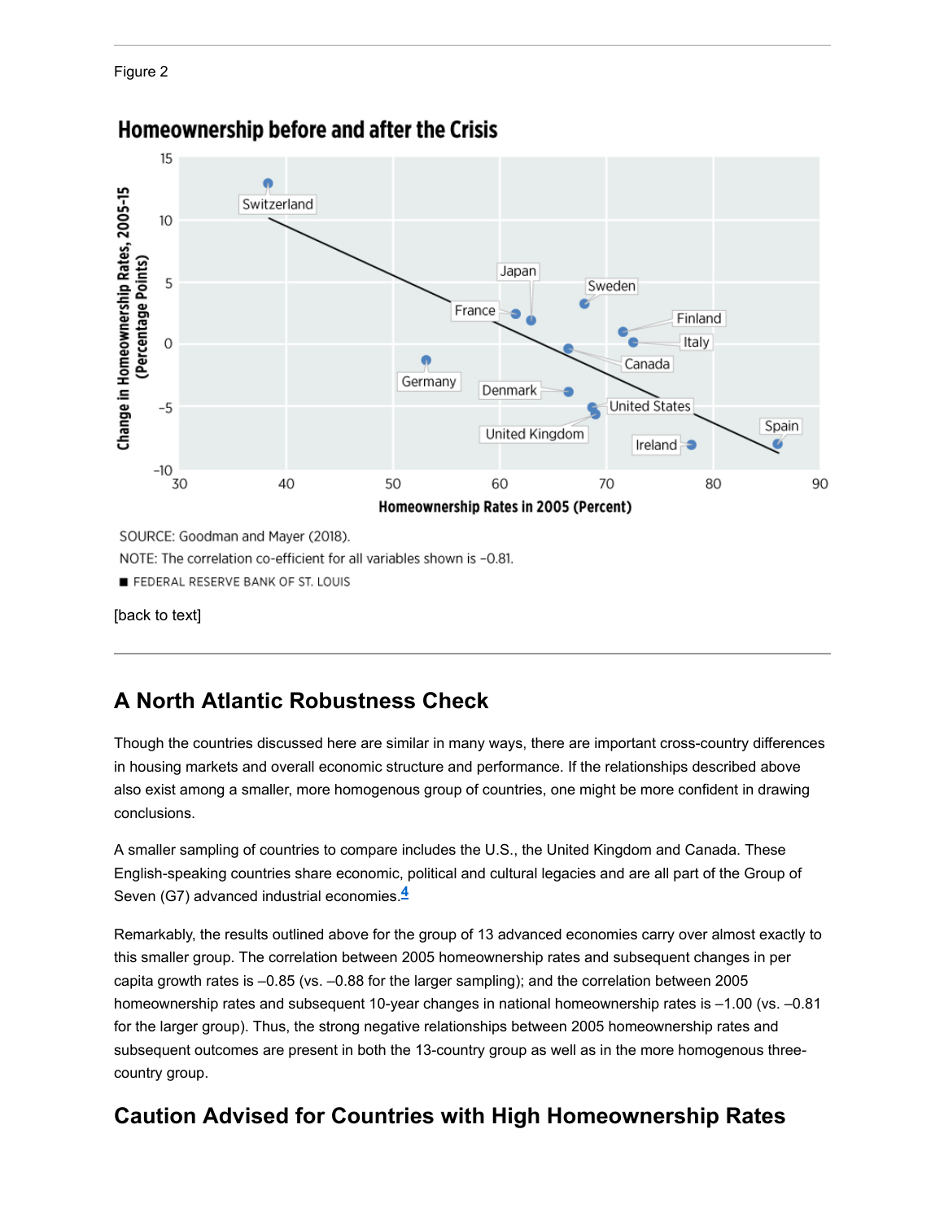Figure 2

**Homeownership before and after the Crisis**

SOURCE: Goodman and Mayer (2018).

NOTE: The correlation co-efficient for all variables shown is –0.81.

FEDERAL RESERVE BANK OF ST. LOUIS

[back to text]

## A North Atlantic Robustness Check

Though the countries discussed here are similar in many ways, there are important cross-country differences in housing markets and overall economic structure and performance. If the relationships described above also exist among a smaller, more homogenous group of countries, one might be more confident in drawing conclusions.

A smaller sampling of countries to compare includes the U.S., the United Kingdom and Canada. These English-speaking countries share economic, political and cultural legacies and are all part of the Group of Seven (G7) advanced industrial economies.[4]

Remarkably, the results outlined above for the group of 13 advanced economies carry over almost exactly to this smaller group. The correlation between 2005 homeownership rates and subsequent changes in per capita growth rates is –0.85 (vs. –0.88 for the larger sampling); and the correlation between 2005 homeownership rates and subsequent 10-year changes in national homeownership rates is –1.00 (vs. –0.81 for the larger group). Thus, the strong negative relationships between 2005 homeownership rates and subsequent outcomes are present in both the 13-country group as well as in the more homogenous three-country group.

## Caution Advised for Countries with High Homeownership Rates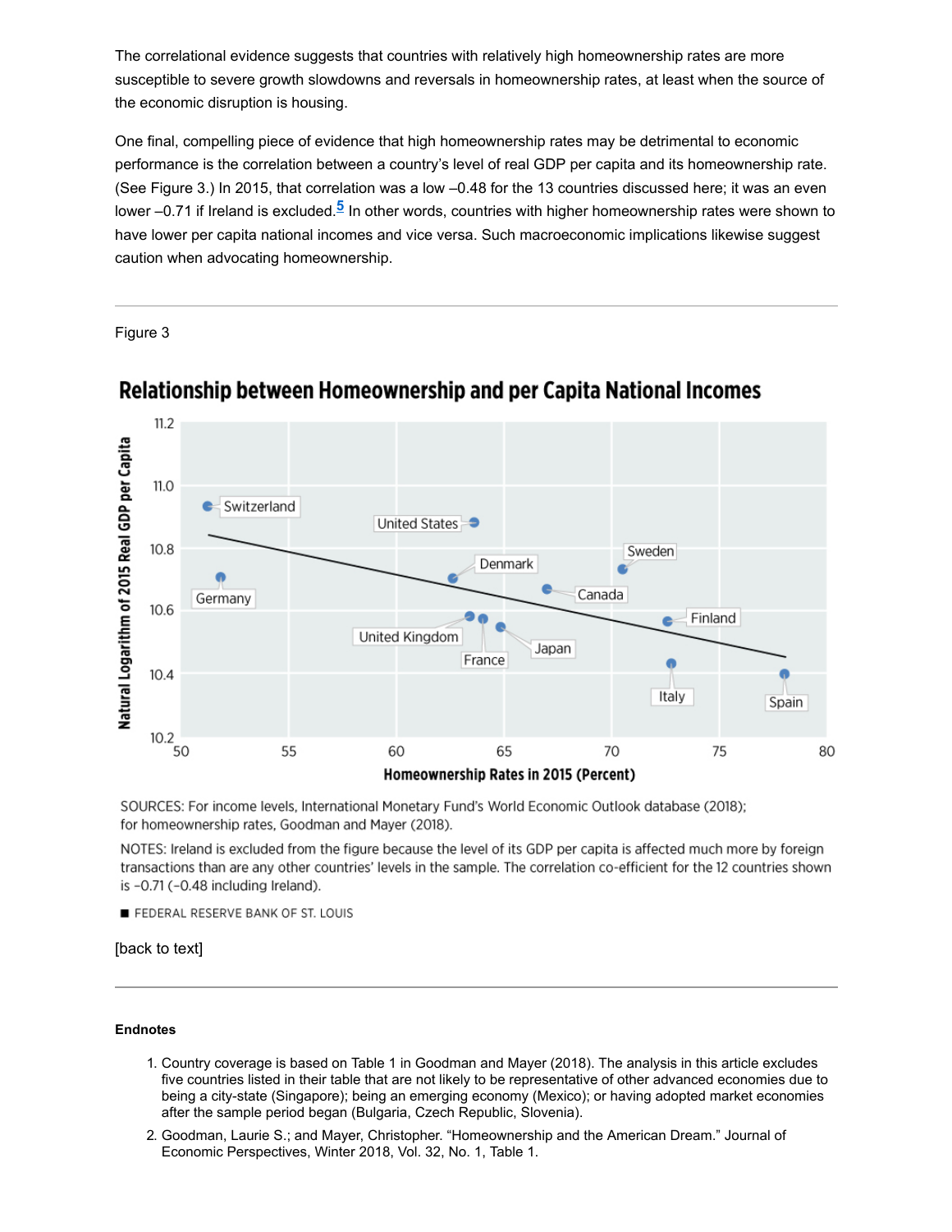The correlational evidence suggests that countries with relatively high homeownership rates are more susceptible to severe growth slowdowns and reversals in homeownership rates, at least when the source of the economic disruption is housing.

One final, compelling piece of evidence that high homeownership rates may be detrimental to economic performance is the correlation between a country's level of real GDP per capita and its homeownership rate. (See Figure 3.) In 2015, that correlation was a low –0.48 for the 13 countries discussed here; it was an even lower –0.71 if Ireland is excluded.[5] In other words, countries with higher homeownership rates were shown to have lower per capita national incomes and vice versa. Such macroeconomic implications likewise suggest caution when advocating homeownership.

---

Figure 3

**Relationship between Homeownership and per Capita National Incomes**

SOURCES: For income levels, International Monetary Fund's World Economic Outlook database (2018); for homeownership rates, Goodman and Mayer (2018).

NOTES: Ireland is excluded from the figure because the level of its GDP per capita is affected much more by foreign transactions than are any other countries' levels in the sample. The correlation co-efficient for the 12 countries shown is –0.71 (–0.48 including Ireland).

■ FEDERAL RESERVE BANK OF ST. LOUIS

[back to text]

---

#### Endnotes

1. Country coverage is based on Table 1 in Goodman and Mayer (2018). The analysis in this article excludes five countries listed in their table that are not likely to be representative of other advanced economies due to being a city-state (Singapore); being an emerging economy (Mexico); or having adopted market economies after the sample period began (Bulgaria, Czech Republic, Slovenia).
2. Goodman, Laurie S.; and Mayer, Christopher. "Homeownership and the American Dream." Journal of Economic Perspectives, Winter 2018, Vol. 32, No. 1, Table 1.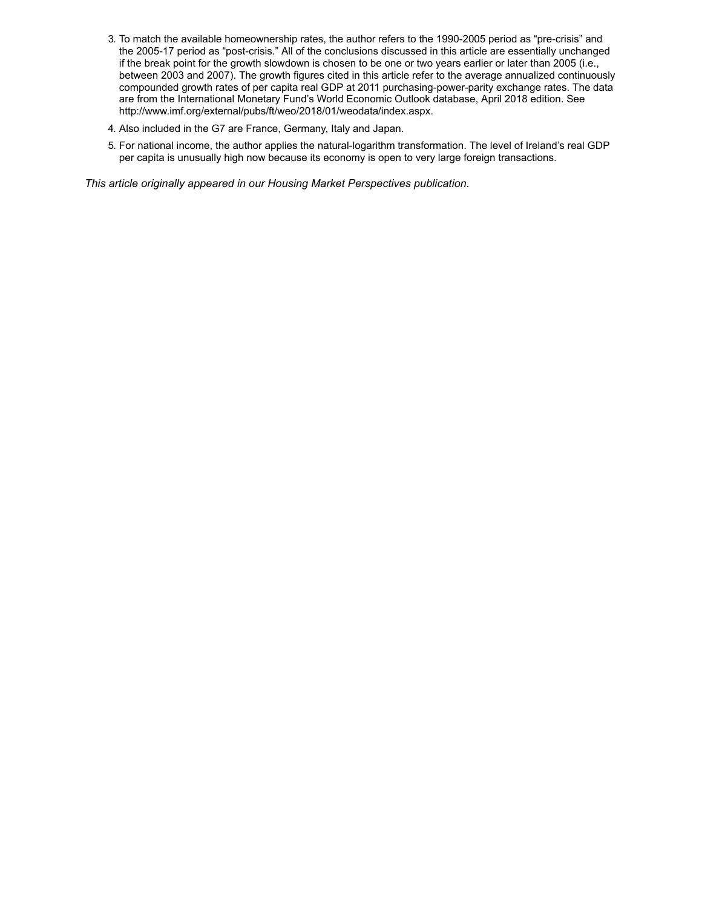3. To match the available homeownership rates, the author refers to the 1990-2005 period as “pre-crisis” and the 2005-17 period as “post-crisis.” All of the conclusions discussed in this article are essentially unchanged if the break point for the growth slowdown is chosen to be one or two years earlier or later than 2005 (i.e., between 2003 and 2007). The growth figures cited in this article refer to the average annualized continuously compounded growth rates of per capita real GDP at 2011 purchasing-power-parity exchange rates. The data are from the International Monetary Fund’s World Economic Outlook database, April 2018 edition. See http://www.imf.org/external/pubs/ft/weo/2018/01/weodata/index.aspx.
4. Also included in the G7 are France, Germany, Italy and Japan.
5. For national income, the author applies the natural-logarithm transformation. The level of Ireland’s real GDP per capita is unusually high now because its economy is open to very large foreign transactions.

*This article originally appeared in our Housing Market Perspectives publication.*